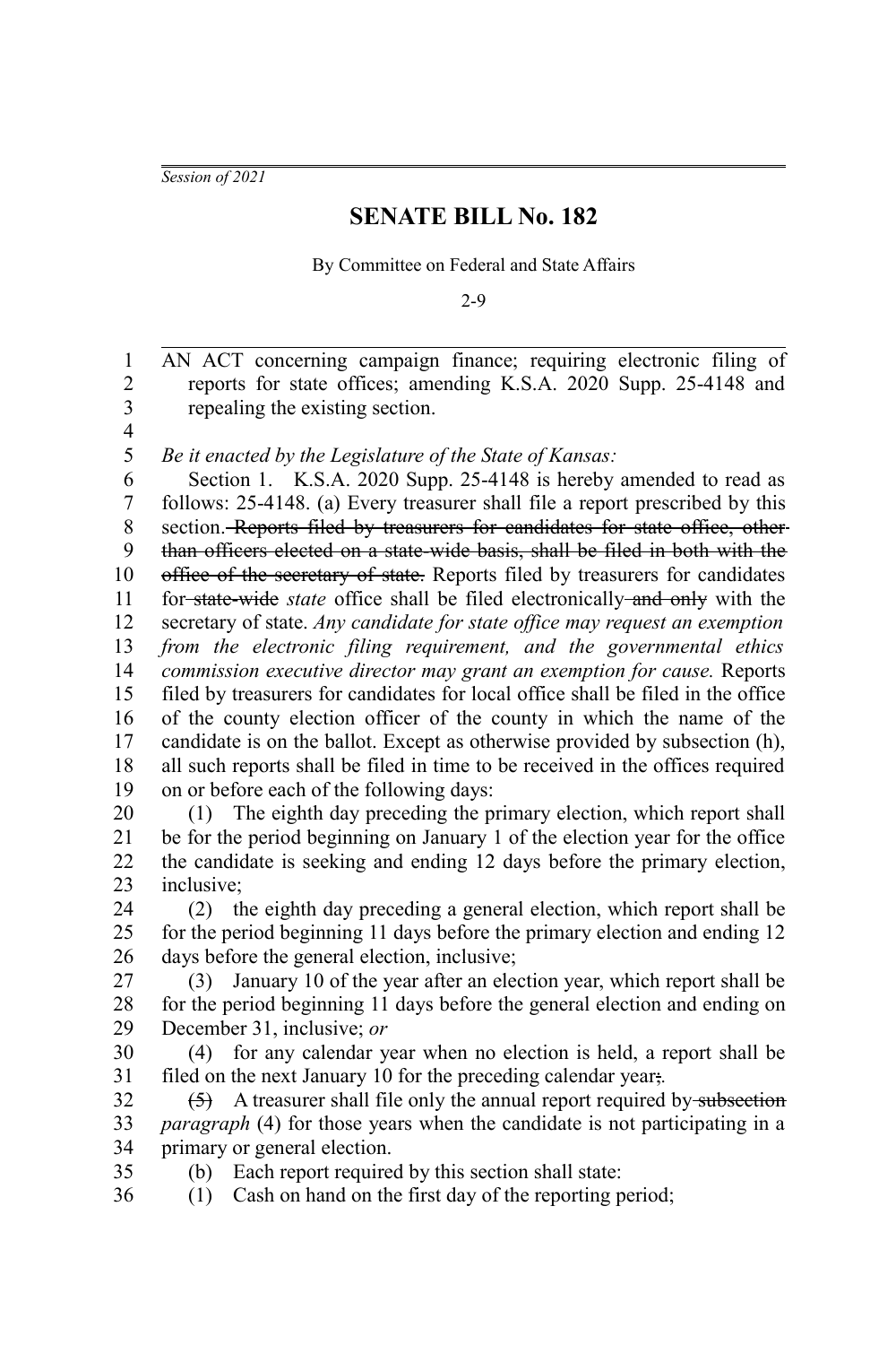*Session of 2021*

# SENATE BILL No. 182

By Committee on Federal and State Affairs

2-9

AN ACT concerning campaign finance; requiring electronic filing of reports for state offices; amending K.S.A. 2020 Supp. 25-4148 and repealing the existing section.

*Be it enacted by the Legislature of the State of Kansas:*

Section 1. K.S.A. 2020 Supp. 25-4148 is hereby amended to read as follows: 25-4148. (a) Every treasurer shall file a report prescribed by this section. ~~Reports filed by treasurers for candidates for state office, other than officers elected on a state-wide basis, shall be filed in both with the office of the secretary of state.~~ Reports filed by treasurers for candidates for ~~state-wide~~ *state* office shall be filed electronically ~~and only~~ with the secretary of state. *Any candidate for state office may request an exemption from the electronic filing requirement, and the governmental ethics commission executive director may grant an exemption for cause.* Reports filed by treasurers for candidates for local office shall be filed in the office of the county election officer of the county in which the name of the candidate is on the ballot. Except as otherwise provided by subsection (h), all such reports shall be filed in time to be received in the offices required on or before each of the following days:

(1) The eighth day preceding the primary election, which report shall be for the period beginning on January 1 of the election year for the office the candidate is seeking and ending 12 days before the primary election, inclusive;

(2) the eighth day preceding a general election, which report shall be for the period beginning 11 days before the primary election and ending 12 days before the general election, inclusive;

(3) January 10 of the year after an election year, which report shall be for the period beginning 11 days before the general election and ending on December 31, inclusive; *or*

(4) for any calendar year when no election is held, a report shall be filed on the next January 10 for the preceding calendar year~~;~~.

~~(5)~~ A treasurer shall file only the annual report required by ~~subsection~~ *paragraph* (4) for those years when the candidate is not participating in a primary or general election.

(b) Each report required by this section shall state:

(1) Cash on hand on the first day of the reporting period;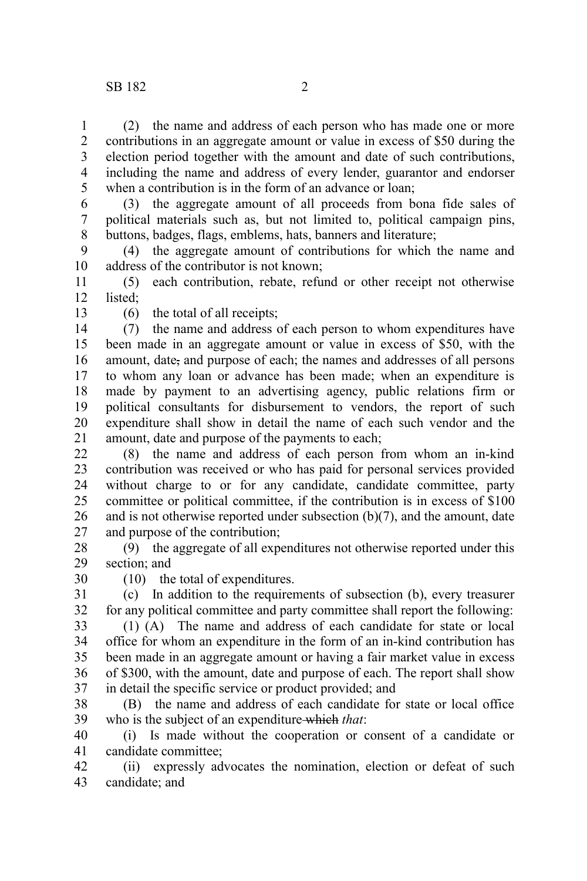(2) the name and address of each person who has made one or more contributions in an aggregate amount or value in excess of $50 during the election period together with the amount and date of such contributions, including the name and address of every lender, guarantor and endorser when a contribution is in the form of an advance or loan;

(3) the aggregate amount of all proceeds from bona fide sales of political materials such as, but not limited to, political campaign pins, buttons, badges, flags, emblems, hats, banners and literature;

(4) the aggregate amount of contributions for which the name and address of the contributor is not known;

(5) each contribution, rebate, refund or other receipt not otherwise listed;

(6) the total of all receipts;

(7) the name and address of each person to whom expenditures have been made in an aggregate amount or value in excess of $50, with the amount, date~~,~~ and purpose of each; the names and addresses of all persons to whom any loan or advance has been made; when an expenditure is made by payment to an advertising agency, public relations firm or political consultants for disbursement to vendors, the report of such expenditure shall show in detail the name of each such vendor and the amount, date and purpose of the payments to each;

(8) the name and address of each person from whom an in-kind contribution was received or who has paid for personal services provided without charge to or for any candidate, candidate committee, party committee or political committee, if the contribution is in excess of $100 and is not otherwise reported under subsection (b)(7), and the amount, date and purpose of the contribution;

(9) the aggregate of all expenditures not otherwise reported under this section; and

(10) the total of expenditures.

(c) In addition to the requirements of subsection (b), every treasurer for any political committee and party committee shall report the following:

(1) (A) The name and address of each candidate for state or local office for whom an expenditure in the form of an in-kind contribution has been made in an aggregate amount or having a fair market value in excess of $300, with the amount, date and purpose of each. The report shall show in detail the specific service or product provided; and

(B) the name and address of each candidate for state or local office who is the subject of an expenditure ~~which~~ *that*:

(i) Is made without the cooperation or consent of a candidate or candidate committee;

(ii) expressly advocates the nomination, election or defeat of such candidate; and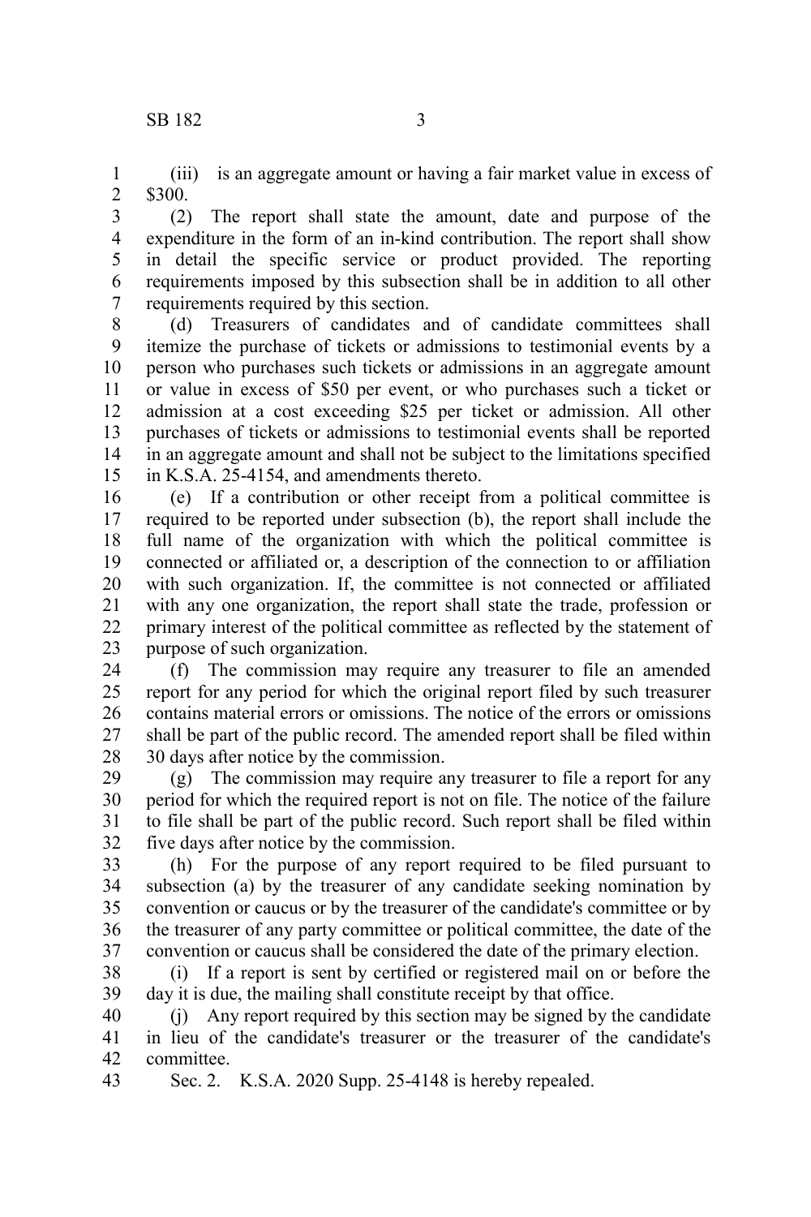(iii) is an aggregate amount or having a fair market value in excess of $300.

(2) The report shall state the amount, date and purpose of the expenditure in the form of an in-kind contribution. The report shall show in detail the specific service or product provided. The reporting requirements imposed by this subsection shall be in addition to all other requirements required by this section.

(d) Treasurers of candidates and of candidate committees shall itemize the purchase of tickets or admissions to testimonial events by a person who purchases such tickets or admissions in an aggregate amount or value in excess of $50 per event, or who purchases such a ticket or admission at a cost exceeding $25 per ticket or admission. All other purchases of tickets or admissions to testimonial events shall be reported in an aggregate amount and shall not be subject to the limitations specified in K.S.A. 25-4154, and amendments thereto.

(e) If a contribution or other receipt from a political committee is required to be reported under subsection (b), the report shall include the full name of the organization with which the political committee is connected or affiliated or, a description of the connection to or affiliation with such organization. If, the committee is not connected or affiliated with any one organization, the report shall state the trade, profession or primary interest of the political committee as reflected by the statement of purpose of such organization.

(f) The commission may require any treasurer to file an amended report for any period for which the original report filed by such treasurer contains material errors or omissions. The notice of the errors or omissions shall be part of the public record. The amended report shall be filed within 30 days after notice by the commission.

(g) The commission may require any treasurer to file a report for any period for which the required report is not on file. The notice of the failure to file shall be part of the public record. Such report shall be filed within five days after notice by the commission.

(h) For the purpose of any report required to be filed pursuant to subsection (a) by the treasurer of any candidate seeking nomination by convention or caucus or by the treasurer of the candidate's committee or by the treasurer of any party committee or political committee, the date of the convention or caucus shall be considered the date of the primary election.

(i) If a report is sent by certified or registered mail on or before the day it is due, the mailing shall constitute receipt by that office.

(j) Any report required by this section may be signed by the candidate in lieu of the candidate's treasurer or the treasurer of the candidate's committee.

Sec. 2. K.S.A. 2020 Supp. 25-4148 is hereby repealed.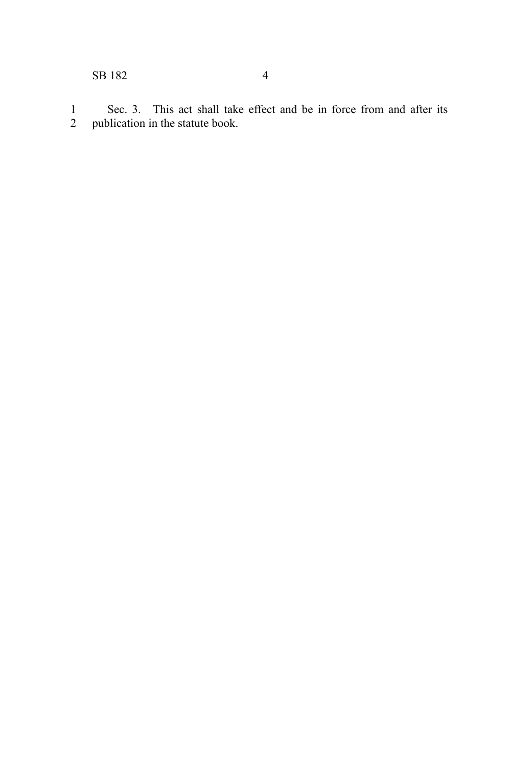Sec. 3. This act shall take effect and be in force from and after its publication in the statute book.